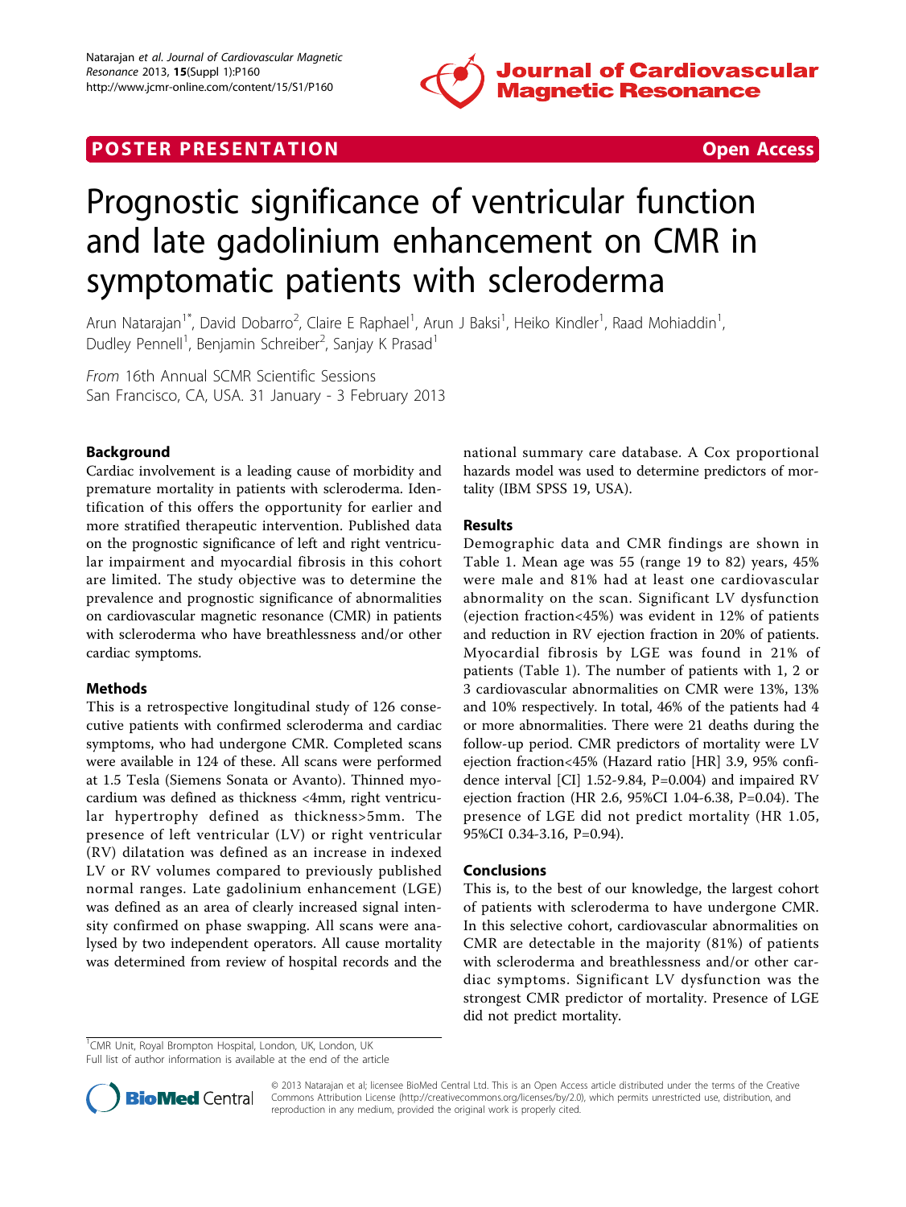POSTER PRESENTATION **Open Access**

# Prognostic significance of ventricular function and late gadolinium enhancement on CMR in symptomatic patients with scleroderma

Arun Natarajan[1*], David Dobarro[2], Claire E Raphael[1], Arun J Baksi[1], Heiko Kindler[1], Raad Mohiaddin[1], Dudley Pennell[1], Benjamin Schreiber[2], Sanjay K Prasad[1]

*From* 16th Annual SCMR Scientific Sessions
San Francisco, CA, USA. 31 January - 3 February 2013

## Background

Cardiac involvement is a leading cause of morbidity and premature mortality in patients with scleroderma. Identification of this offers the opportunity for earlier and more stratified therapeutic intervention. Published data on the prognostic significance of left and right ventricular impairment and myocardial fibrosis in this cohort are limited. The study objective was to determine the prevalence and prognostic significance of abnormalities on cardiovascular magnetic resonance (CMR) in patients with scleroderma who have breathlessness and/or other cardiac symptoms.

## Methods

This is a retrospective longitudinal study of 126 consecutive patients with confirmed scleroderma and cardiac symptoms, who had undergone CMR. Completed scans were available in 124 of these. All scans were performed at 1.5 Tesla (Siemens Sonata or Avanto). Thinned myocardium was defined as thickness <4mm, right ventricular hypertrophy defined as thickness>5mm. The presence of left ventricular (LV) or right ventricular (RV) dilatation was defined as an increase in indexed LV or RV volumes compared to previously published normal ranges. Late gadolinium enhancement (LGE) was defined as an area of clearly increased signal intensity confirmed on phase swapping. All scans were analysed by two independent operators. All cause mortality was determined from review of hospital records and the national summary care database. A Cox proportional hazards model was used to determine predictors of mortality (IBM SPSS 19, USA).

## Results

Demographic data and CMR findings are shown in Table 1. Mean age was 55 (range 19 to 82) years, 45% were male and 81% had at least one cardiovascular abnormality on the scan. Significant LV dysfunction (ejection fraction<45%) was evident in 12% of patients and reduction in RV ejection fraction in 20% of patients. Myocardial fibrosis by LGE was found in 21% of patients (Table 1). The number of patients with 1, 2 or 3 cardiovascular abnormalities on CMR were 13%, 13% and 10% respectively. In total, 46% of the patients had 4 or more abnormalities. There were 21 deaths during the follow-up period. CMR predictors of mortality were LV ejection fraction<45% (Hazard ratio [HR] 3.9, 95% confidence interval [CI] 1.52-9.84, P=0.004) and impaired RV ejection fraction (HR 2.6, 95%CI 1.04-6.38, P=0.04). The presence of LGE did not predict mortality (HR 1.05, 95%CI 0.34-3.16, P=0.94).

## Conclusions

This is, to the best of our knowledge, the largest cohort of patients with scleroderma to have undergone CMR. In this selective cohort, cardiovascular abnormalities on CMR are detectable in the majority (81%) of patients with scleroderma and breathlessness and/or other cardiac symptoms. Significant LV dysfunction was the strongest CMR predictor of mortality. Presence of LGE did not predict mortality.

[1]CMR Unit, Royal Brompton Hospital, London, UK, London, UK
Full list of author information is available at the end of the article

© 2013 Natarajan et al; licensee BioMed Central Ltd. This is an Open Access article distributed under the terms of the Creative Commons Attribution License (http://creativecommons.org/licenses/by/2.0), which permits unrestricted use, distribution, and reproduction in any medium, provided the original work is properly cited.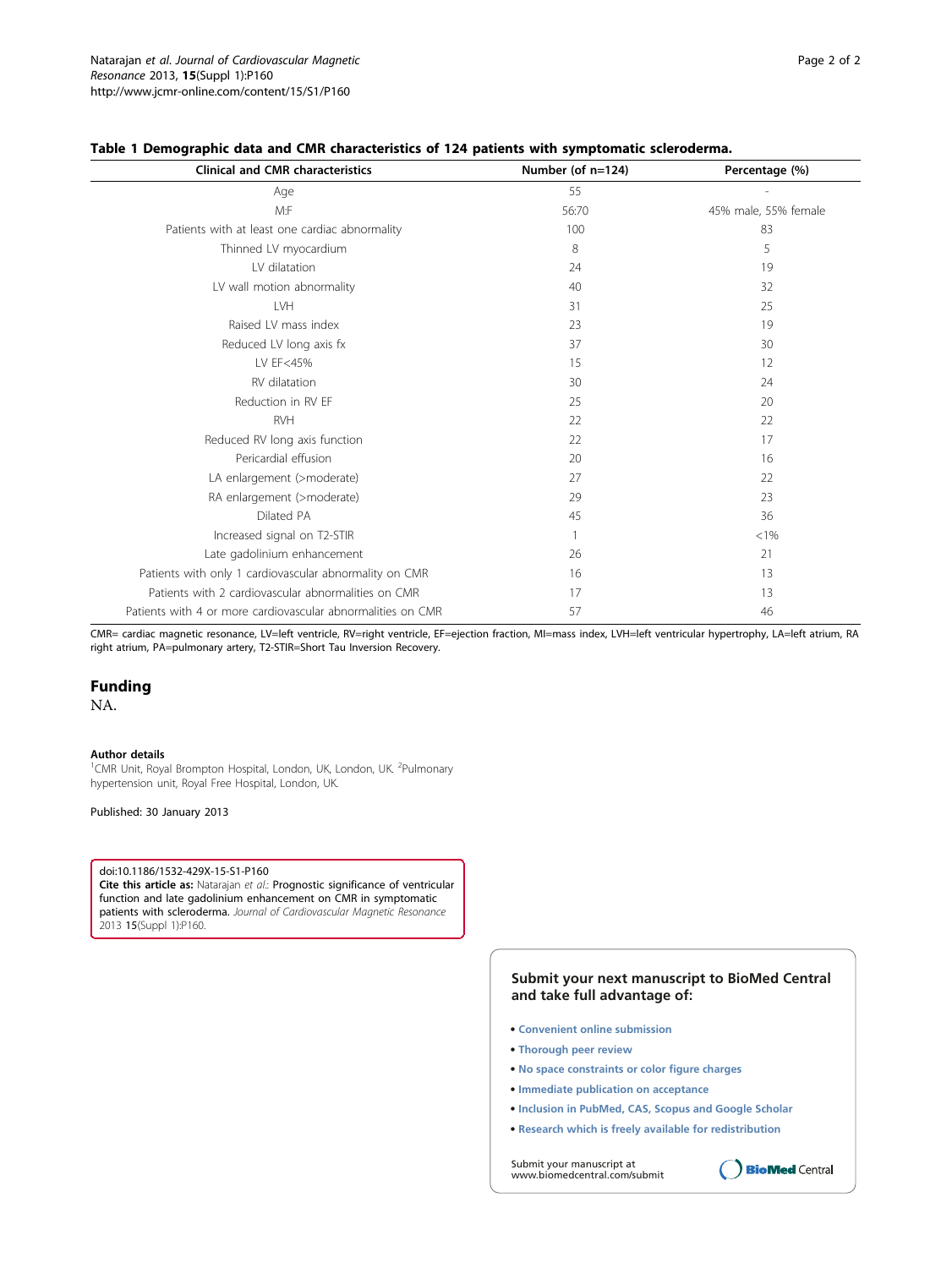**Table 1 Demographic data and CMR characteristics of 124 patients with symptomatic scleroderma.**

| Clinical and CMR characteristics | Number (of n=124) | Percentage (%) |
|---|---|---|
| Age | 55 | - |
| M:F | 56:70 | 45% male, 55% female |
| Patients with at least one cardiac abnormality | 100 | 83 |
| Thinned LV myocardium | 8 | 5 |
| LV dilatation | 24 | 19 |
| LV wall motion abnormality | 40 | 32 |
| LVH | 31 | 25 |
| Raised LV mass index | 23 | 19 |
| Reduced LV long axis fx | 37 | 30 |
| LV EF<45% | 15 | 12 |
| RV dilatation | 30 | 24 |
| Reduction in RV EF | 25 | 20 |
| RVH | 22 | 22 |
| Reduced RV long axis function | 22 | 17 |
| Pericardial effusion | 20 | 16 |
| LA enlargement (>moderate) | 27 | 22 |
| RA enlargement (>moderate) | 29 | 23 |
| Dilated PA | 45 | 36 |
| Increased signal on T2-STIR | 1 | <1% |
| Late gadolinium enhancement | 26 | 21 |
| Patients with only 1 cardiovascular abnormality on CMR | 16 | 13 |
| Patients with 2 cardiovascular abnormalities on CMR | 17 | 13 |
| Patients with 4 or more cardiovascular abnormalities on CMR | 57 | 46 |

CMR= cardiac magnetic resonance, LV=left ventricle, RV=right ventricle, EF=ejection fraction, MI=mass index, LVH=left ventricular hypertrophy, LA=left atrium, RA right atrium, PA=pulmonary artery, T2-STIR=Short Tau Inversion Recovery.

## Funding

NA.

### Author details

[1]CMR Unit, Royal Brompton Hospital, London, UK, London, UK. [2]Pulmonary hypertension unit, Royal Free Hospital, London, UK.

Published: 30 January 2013

doi:10.1186/1532-429X-15-S1-P160

**Cite this article as:** Natarajan *et al.*: Prognostic significance of ventricular function and late gadolinium enhancement on CMR in symptomatic patients with scleroderma. *Journal of Cardiovascular Magnetic Resonance* 2013 **15**(Suppl 1):P160.

**Submit your next manuscript to BioMed Central and take full advantage of:**

- Convenient online submission
- Thorough peer review
- No space constraints or color figure charges
- Immediate publication on acceptance
- Inclusion in PubMed, CAS, Scopus and Google Scholar
- Research which is freely available for redistribution

Submit your manuscript at www.biomedcentral.com/submit

BioMed Central